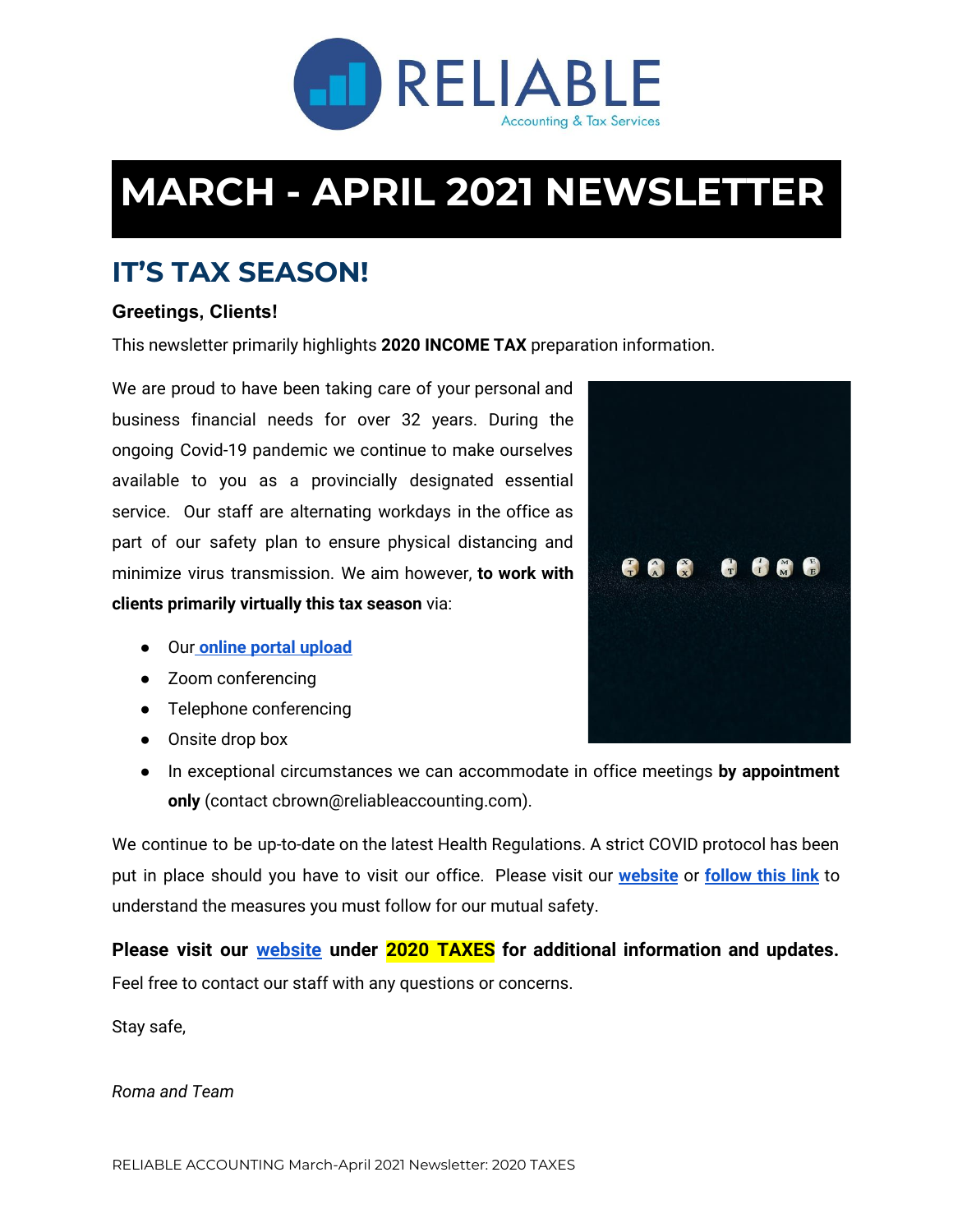# MARCH - APRIL 2021 NEWSLETTER

## IT'S TAX SEASON!

**Greetings, Clients!**

This newsletter primarily highlights **2020 INCOME TAX** preparation information.

We are proud to have been taking care of your personal and business financial needs for over 32 years. During the ongoing Covid-19 pandemic we continue to make ourselves available to you as a provincially designated essential service. Our staff are alternating workdays in the office as part of our safety plan to ensure physical distancing and minimize virus transmission. We aim however, **to work with clients primarily virtually this tax season** via:

- Our **online portal upload**
- Zoom conferencing
- Telephone conferencing
- Onsite drop box
- In exceptional circumstances we can accommodate in office meetings **by appointment only** (contact cbrown@reliableaccounting.com).

We continue to be up-to-date on the latest Health Regulations. A strict COVID protocol has been put in place should you have to visit our office. Please visit our **website** or **follow this link** to understand the measures you must follow for our mutual safety.

**Please visit our website under 2020 TAXES for additional information and updates.** Feel free to contact our staff with any questions or concerns.

Stay safe,

*Roma and Team*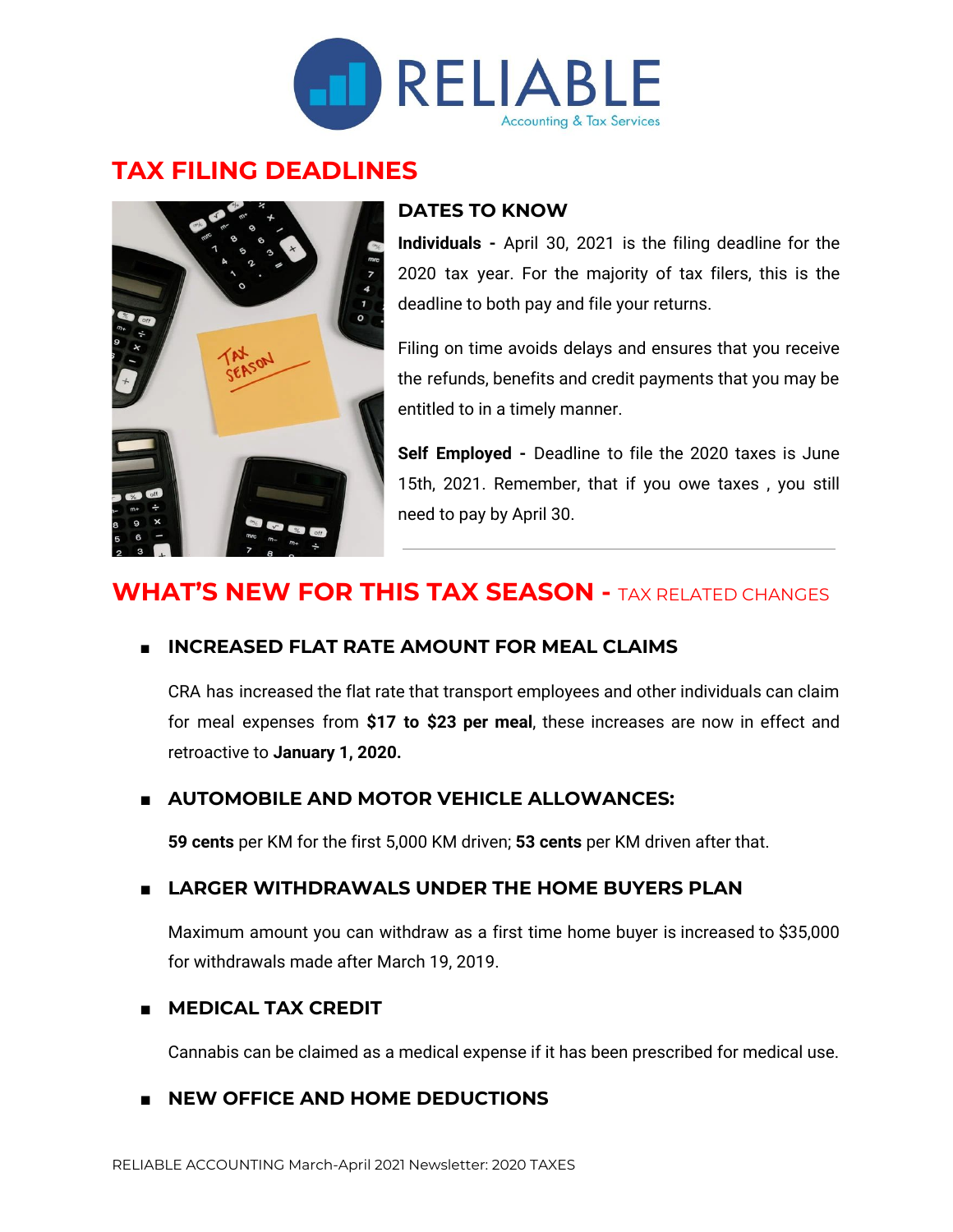RELIABLE
Accounting & Tax Services

## TAX FILING DEADLINES

### DATES TO KNOW

**Individuals -** April 30, 2021 is the filing deadline for the 2020 tax year. For the majority of tax filers, this is the deadline to both pay and file your returns.

Filing on time avoids delays and ensures that you receive the refunds, benefits and credit payments that you may be entitled to in a timely manner.

**Self Employed -** Deadline to file the 2020 taxes is June 15th, 2021. Remember, that if you owe taxes , you still need to pay by April 30.

---

## WHAT'S NEW FOR THIS TAX SEASON - TAX RELATED CHANGES

- **INCREASED FLAT RATE AMOUNT FOR MEAL CLAIMS**

  CRA has increased the flat rate that transport employees and other individuals can claim for meal expenses from **$17 to $23 per meal**, these increases are now in effect and retroactive to **January 1, 2020.**

- **AUTOMOBILE AND MOTOR VEHICLE ALLOWANCES:**

  **59 cents** per KM for the first 5,000 KM driven; **53 cents** per KM driven after that.

- **LARGER WITHDRAWALS UNDER THE HOME BUYERS PLAN**

  Maximum amount you can withdraw as a first time home buyer is increased to $35,000 for withdrawals made after March 19, 2019.

- **MEDICAL TAX CREDIT**

  Cannabis can be claimed as a medical expense if it has been prescribed for medical use.

- **NEW OFFICE AND HOME DEDUCTIONS**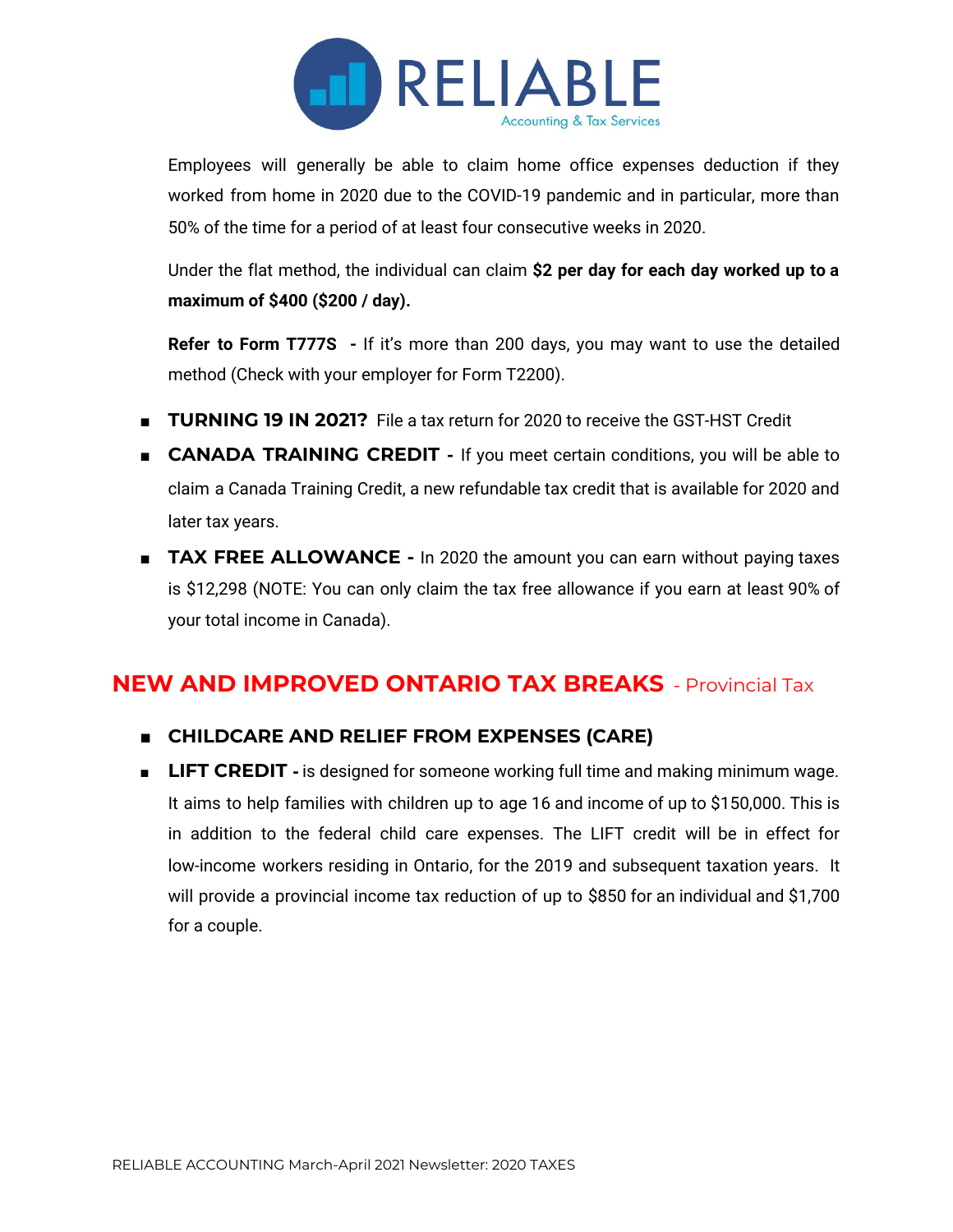Employees will generally be able to claim home office expenses deduction if they worked from home in 2020 due to the COVID-19 pandemic and in particular, more than 50% of the time for a period of at least four consecutive weeks in 2020.

Under the flat method, the individual can claim **$2 per day for each day worked up to a maximum of $400 ($200 / day).**

**Refer to Form T777S -** If it's more than 200 days, you may want to use the detailed method (Check with your employer for Form T2200).

- **TURNING 19 IN 2021?** File a tax return for 2020 to receive the GST-HST Credit
- **CANADA TRAINING CREDIT -** If you meet certain conditions, you will be able to claim a Canada Training Credit, a new refundable tax credit that is available for 2020 and later tax years.
- **TAX FREE ALLOWANCE -** In 2020 the amount you can earn without paying taxes is $12,298 (NOTE: You can only claim the tax free allowance if you earn at least 90% of your total income in Canada).

## NEW AND IMPROVED ONTARIO TAX BREAKS - Provincial Tax

- **CHILDCARE AND RELIEF FROM EXPENSES (CARE)**
- **LIFT CREDIT -** is designed for someone working full time and making minimum wage. It aims to help families with children up to age 16 and income of up to $150,000. This is in addition to the federal child care expenses. The LIFT credit will be in effect for low-income workers residing in Ontario, for the 2019 and subsequent taxation years. It will provide a provincial income tax reduction of up to $850 for an individual and $1,700 for a couple.